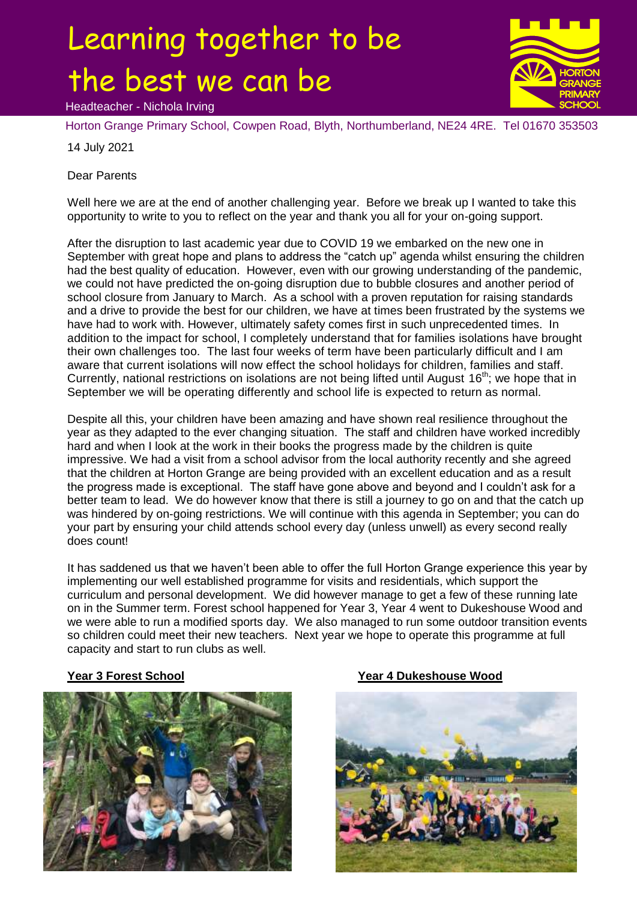# Learning together to be the best we can be

Headteacher - Nichola Irving

Horton Grange Primary School, Cowpen Road, Blyth, Northumberland, NE24 4RE. Tel 01670 353503

14 July 2021

Dear Parents

Well here we are at the end of another challenging year. Before we break up I wanted to take this opportunity to write to you to reflect on the year and thank you all for your on-going support.

After the disruption to last academic year due to COVID 19 we embarked on the new one in September with great hope and plans to address the "catch up" agenda whilst ensuring the children had the best quality of education. However, even with our growing understanding of the pandemic, we could not have predicted the on-going disruption due to bubble closures and another period of school closure from January to March. As a school with a proven reputation for raising standards and a drive to provide the best for our children, we have at times been frustrated by the systems we have had to work with. However, ultimately safety comes first in such unprecedented times. In addition to the impact for school, I completely understand that for families isolations have brought their own challenges too. The last four weeks of term have been particularly difficult and I am aware that current isolations will now effect the school holidays for children, families and staff. Currently, national restrictions on isolations are not being lifted until August 16th; we hope that in September we will be operating differently and school life is expected to return as normal.

Despite all this, your children have been amazing and have shown real resilience throughout the year as they adapted to the ever changing situation. The staff and children have worked incredibly hard and when I look at the work in their books the progress made by the children is quite impressive. We had a visit from a school advisor from the local authority recently and she agreed that the children at Horton Grange are being provided with an excellent education and as a result the progress made is exceptional. The staff have gone above and beyond and I couldn't ask for a better team to lead. We do however know that there is still a journey to go on and that the catch up was hindered by on-going restrictions. We will continue with this agenda in September; you can do your part by ensuring your child attends school every day (unless unwell) as every second really does count!

It has saddened us that we haven't been able to offer the full Horton Grange experience this year by implementing our well established programme for visits and residentials, which support the curriculum and personal development. We did however manage to get a few of these running late on in the Summer term. Forest school happened for Year 3, Year 4 went to Dukeshouse Wood and we were able to run a modified sports day. We also managed to run some outdoor transition events so children could meet their new teachers. Next year we hope to operate this programme at full capacity and start to run clubs as well.

**Year 3 Forest School**

**Year 4 Dukeshouse Wood**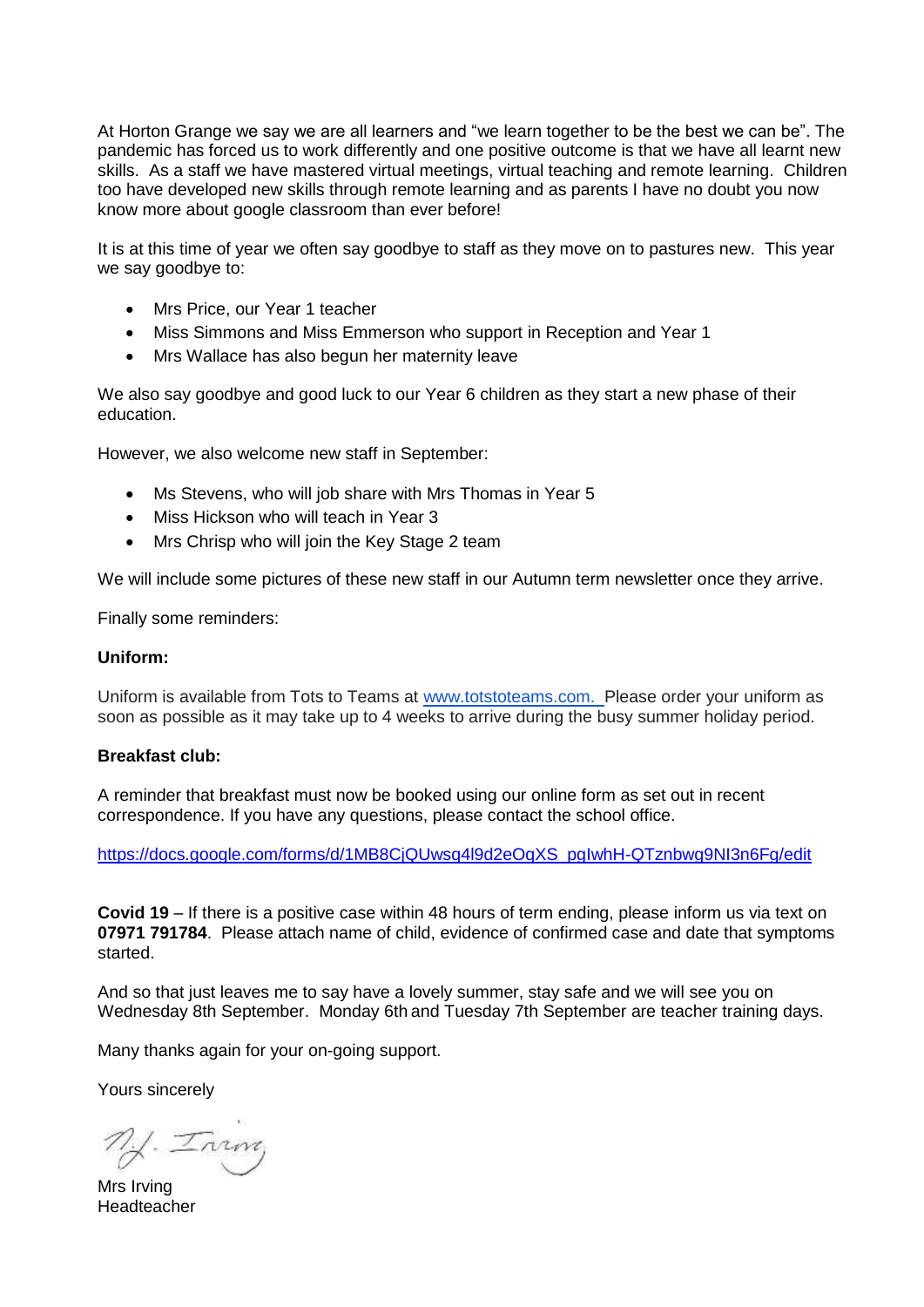At Horton Grange we say we are all learners and "we learn together to be the best we can be". The pandemic has forced us to work differently and one positive outcome is that we have all learnt new skills. As a staff we have mastered virtual meetings, virtual teaching and remote learning. Children too have developed new skills through remote learning and as parents I have no doubt you now know more about google classroom than ever before!

It is at this time of year we often say goodbye to staff as they move on to pastures new. This year we say goodbye to:

- Mrs Price, our Year 1 teacher
- Miss Simmons and Miss Emmerson who support in Reception and Year 1
- Mrs Wallace has also begun her maternity leave

We also say goodbye and good luck to our Year 6 children as they start a new phase of their education.

However, we also welcome new staff in September:

- Ms Stevens, who will job share with Mrs Thomas in Year 5
- Miss Hickson who will teach in Year 3
- Mrs Chrisp who will join the Key Stage 2 team

We will include some pictures of these new staff in our Autumn term newsletter once they arrive.

Finally some reminders:

**Uniform:**

Uniform is available from Tots to Teams at www.totstoteams.com. Please order your uniform as soon as possible as it may take up to 4 weeks to arrive during the busy summer holiday period.

**Breakfast club:**

A reminder that breakfast must now be booked using our online form as set out in recent correspondence. If you have any questions, please contact the school office.

https://docs.google.com/forms/d/1MB8CjQUwsq4l9d2eOqXS_pqIwhH-QTznbwg9NI3n6Fg/edit

**Covid 19** – If there is a positive case within 48 hours of term ending, please inform us via text on **07971 791784**. Please attach name of child, evidence of confirmed case and date that symptoms started.

And so that just leaves me to say have a lovely summer, stay safe and we will see you on Wednesday 8th September. Monday 6th and Tuesday 7th September are teacher training days.

Many thanks again for your on-going support.

Yours sincerely

Mrs Irving
Headteacher